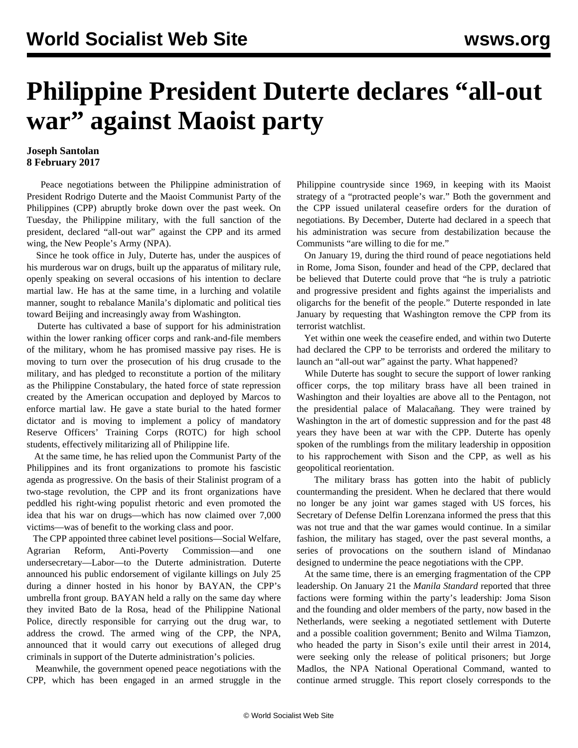# Philippine President Duterte declares "all-out war" against Maoist party

**Joseph Santolan**
**8 February 2017**

Peace negotiations between the Philippine administration of President Rodrigo Duterte and the Maoist Communist Party of the Philippines (CPP) abruptly broke down over the past week. On Tuesday, the Philippine military, with the full sanction of the president, declared "all-out war" against the CPP and its armed wing, the New People's Army (NPA).

Since he took office in July, Duterte has, under the auspices of his murderous war on drugs, built up the apparatus of military rule, openly speaking on several occasions of his intention to declare martial law. He has at the same time, in a lurching and volatile manner, sought to rebalance Manila's diplomatic and political ties toward Beijing and increasingly away from Washington.

Duterte has cultivated a base of support for his administration within the lower ranking officer corps and rank-and-file members of the military, whom he has promised massive pay rises. He is moving to turn over the prosecution of his drug crusade to the military, and has pledged to reconstitute a portion of the military as the Philippine Constabulary, the hated force of state repression created by the American occupation and deployed by Marcos to enforce martial law. He gave a state burial to the hated former dictator and is moving to implement a policy of mandatory Reserve Officers' Training Corps (ROTC) for high school students, effectively militarizing all of Philippine life.

At the same time, he has relied upon the Communist Party of the Philippines and its front organizations to promote his fascistic agenda as progressive. On the basis of their Stalinist program of a two-stage revolution, the CPP and its front organizations have peddled his right-wing populist rhetoric and even promoted the idea that his war on drugs—which has now claimed over 7,000 victims—was of benefit to the working class and poor.

The CPP appointed three cabinet level positions—Social Welfare, Agrarian Reform, Anti-Poverty Commission—and one undersecretary—Labor—to the Duterte administration. Duterte announced his public endorsement of vigilante killings on July 25 during a dinner hosted in his honor by BAYAN, the CPP's umbrella front group. BAYAN held a rally on the same day where they invited Bato de la Rosa, head of the Philippine National Police, directly responsible for carrying out the drug war, to address the crowd. The armed wing of the CPP, the NPA, announced that it would carry out executions of alleged drug criminals in support of the Duterte administration's policies.

Meanwhile, the government opened peace negotiations with the CPP, which has been engaged in an armed struggle in the Philippine countryside since 1969, in keeping with its Maoist strategy of a "protracted people's war." Both the government and the CPP issued unilateral ceasefire orders for the duration of negotiations. By December, Duterte had declared in a speech that his administration was secure from destabilization because the Communists "are willing to die for me."

On January 19, during the third round of peace negotiations held in Rome, Joma Sison, founder and head of the CPP, declared that be believed that Duterte could prove that "he is truly a patriotic and progressive president and fights against the imperialists and oligarchs for the benefit of the people." Duterte responded in late January by requesting that Washington remove the CPP from its terrorist watchlist.

Yet within one week the ceasefire ended, and within two Duterte had declared the CPP to be terrorists and ordered the military to launch an "all-out war" against the party. What happened?

While Duterte has sought to secure the support of lower ranking officer corps, the top military brass have all been trained in Washington and their loyalties are above all to the Pentagon, not the presidential palace of Malacañang. They were trained by Washington in the art of domestic suppression and for the past 48 years they have been at war with the CPP. Duterte has openly spoken of the rumblings from the military leadership in opposition to his rapprochement with Sison and the CPP, as well as his geopolitical reorientation.

The military brass has gotten into the habit of publicly countermanding the president. When he declared that there would no longer be any joint war games staged with US forces, his Secretary of Defense Delfin Lorenzana informed the press that this was not true and that the war games would continue. In a similar fashion, the military has staged, over the past several months, a series of provocations on the southern island of Mindanao designed to undermine the peace negotiations with the CPP.

At the same time, there is an emerging fragmentation of the CPP leadership. On January 21 the *Manila Standard* reported that three factions were forming within the party's leadership: Joma Sison and the founding and older members of the party, now based in the Netherlands, were seeking a negotiated settlement with Duterte and a possible coalition government; Benito and Wilma Tiamzon, who headed the party in Sison's exile until their arrest in 2014, were seeking only the release of political prisoners; but Jorge Madlos, the NPA National Operational Command, wanted to continue armed struggle. This report closely corresponds to the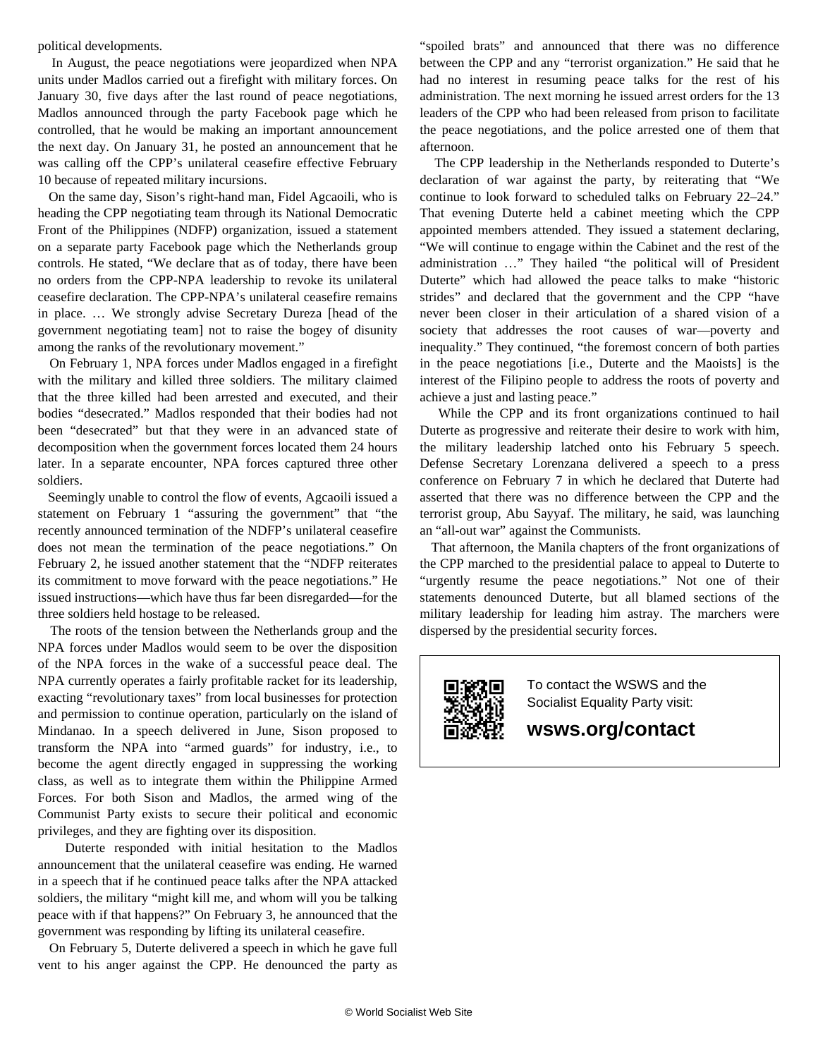political developments.

In August, the peace negotiations were jeopardized when NPA units under Madlos carried out a firefight with military forces. On January 30, five days after the last round of peace negotiations, Madlos announced through the party Facebook page which he controlled, that he would be making an important announcement the next day. On January 31, he posted an announcement that he was calling off the CPP's unilateral ceasefire effective February 10 because of repeated military incursions.

On the same day, Sison's right-hand man, Fidel Agcaoili, who is heading the CPP negotiating team through its National Democratic Front of the Philippines (NDFP) organization, issued a statement on a separate party Facebook page which the Netherlands group controls. He stated, "We declare that as of today, there have been no orders from the CPP-NPA leadership to revoke its unilateral ceasefire declaration. The CPP-NPA's unilateral ceasefire remains in place. … We strongly advise Secretary Dureza [head of the government negotiating team] not to raise the bogey of disunity among the ranks of the revolutionary movement."

On February 1, NPA forces under Madlos engaged in a firefight with the military and killed three soldiers. The military claimed that the three killed had been arrested and executed, and their bodies "desecrated." Madlos responded that their bodies had not been "desecrated" but that they were in an advanced state of decomposition when the government forces located them 24 hours later. In a separate encounter, NPA forces captured three other soldiers.

Seemingly unable to control the flow of events, Agcaoili issued a statement on February 1 "assuring the government" that "the recently announced termination of the NDFP's unilateral ceasefire does not mean the termination of the peace negotiations." On February 2, he issued another statement that the "NDFP reiterates its commitment to move forward with the peace negotiations." He issued instructions—which have thus far been disregarded—for the three soldiers held hostage to be released.

The roots of the tension between the Netherlands group and the NPA forces under Madlos would seem to be over the disposition of the NPA forces in the wake of a successful peace deal. The NPA currently operates a fairly profitable racket for its leadership, exacting "revolutionary taxes" from local businesses for protection and permission to continue operation, particularly on the island of Mindanao. In a speech delivered in June, Sison proposed to transform the NPA into "armed guards" for industry, i.e., to become the agent directly engaged in suppressing the working class, as well as to integrate them within the Philippine Armed Forces. For both Sison and Madlos, the armed wing of the Communist Party exists to secure their political and economic privileges, and they are fighting over its disposition.

Duterte responded with initial hesitation to the Madlos announcement that the unilateral ceasefire was ending. He warned in a speech that if he continued peace talks after the NPA attacked soldiers, the military "might kill me, and whom will you be talking peace with if that happens?" On February 3, he announced that the government was responding by lifting its unilateral ceasefire.

On February 5, Duterte delivered a speech in which he gave full vent to his anger against the CPP. He denounced the party as "spoiled brats" and announced that there was no difference between the CPP and any "terrorist organization." He said that he had no interest in resuming peace talks for the rest of his administration. The next morning he issued arrest orders for the 13 leaders of the CPP who had been released from prison to facilitate the peace negotiations, and the police arrested one of them that afternoon.

The CPP leadership in the Netherlands responded to Duterte's declaration of war against the party, by reiterating that "We continue to look forward to scheduled talks on February 22–24." That evening Duterte held a cabinet meeting which the CPP appointed members attended. They issued a statement declaring, "We will continue to engage within the Cabinet and the rest of the administration …" They hailed "the political will of President Duterte" which had allowed the peace talks to make "historic strides" and declared that the government and the CPP "have never been closer in their articulation of a shared vision of a society that addresses the root causes of war—poverty and inequality." They continued, "the foremost concern of both parties in the peace negotiations [i.e., Duterte and the Maoists] is the interest of the Filipino people to address the roots of poverty and achieve a just and lasting peace."

While the CPP and its front organizations continued to hail Duterte as progressive and reiterate their desire to work with him, the military leadership latched onto his February 5 speech. Defense Secretary Lorenzana delivered a speech to a press conference on February 7 in which he declared that Duterte had asserted that there was no difference between the CPP and the terrorist group, Abu Sayyaf. The military, he said, was launching an "all-out war" against the Communists.

That afternoon, the Manila chapters of the front organizations of the CPP marched to the presidential palace to appeal to Duterte to "urgently resume the peace negotiations." Not one of their statements denounced Duterte, but all blamed sections of the military leadership for leading him astray. The marchers were dispersed by the presidential security forces.

To contact the WSWS and the Socialist Equality Party visit:

**wsws.org/contact**